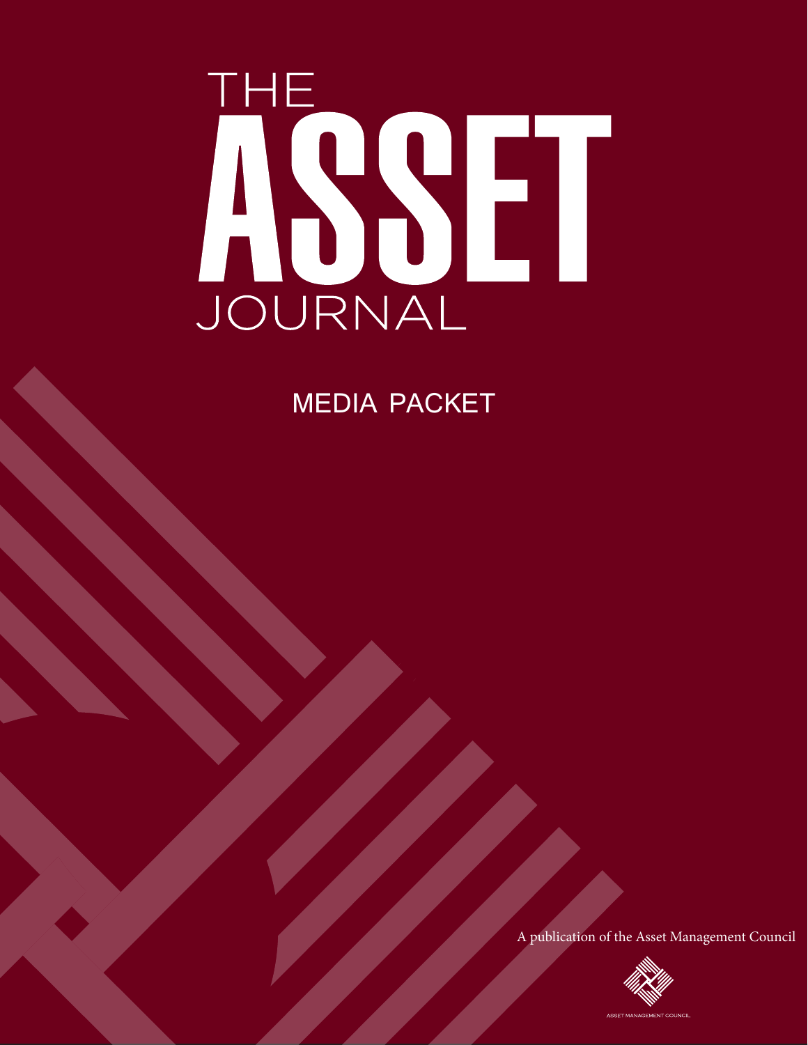# THE ASSET JOURNAL

## MEDIA PACKET

A publication of the Asset Management Council

ASSET MANAGEMENT COUNCIL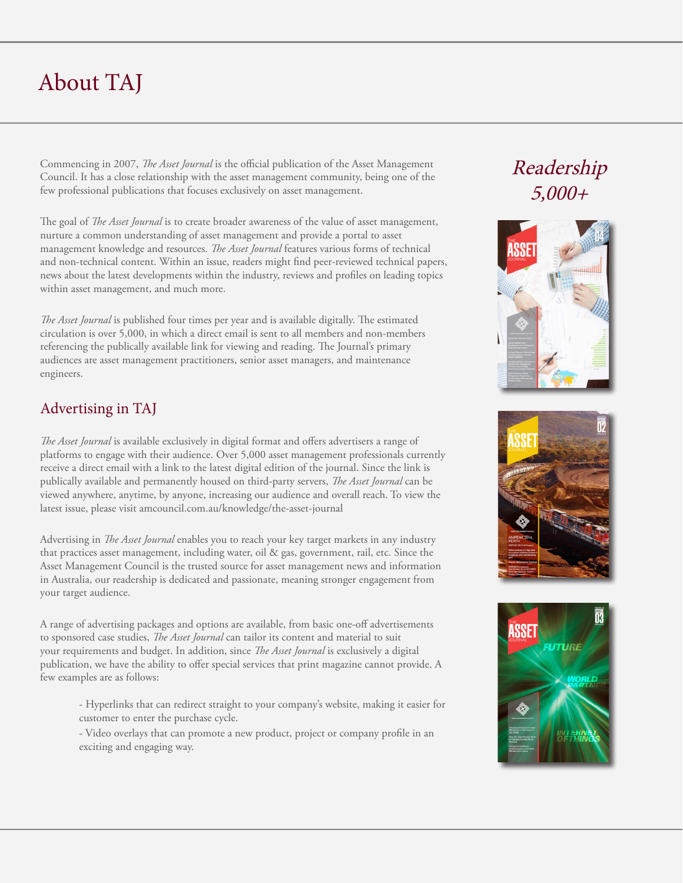# About TAJ

Commencing in 2007, *The Asset Journal* is the official publication of the Asset Management Council. It has a close relationship with the asset management community, being one of the few professional publications that focuses exclusively on asset management.

The goal of *The Asset Journal* is to create broader awareness of the value of asset management, nurture a common understanding of asset management and provide a portal to asset management knowledge and resources. *The Asset Journal* features various forms of technical and non-technical content. Within an issue, readers might find peer-reviewed technical papers, news about the latest developments within the industry, reviews and profiles on leading topics within asset management, and much more.

*The Asset Journal* is published four times per year and is available digitally. The estimated circulation is over 5,000, in which a direct email is sent to all members and non-members referencing the publically available link for viewing and reading. The Journal's primary audiences are asset management practitioners, senior asset managers, and maintenance engineers.

*Readership 5,000+*

## Advertising in TAJ

*The Asset Journal* is available exclusively in digital format and offers advertisers a range of platforms to engage with their audience. Over 5,000 asset management professionals currently receive a direct email with a link to the latest digital edition of the journal. Since the link is publically available and permanently housed on third-party servers, *The Asset Journal* can be viewed anywhere, anytime, by anyone, increasing our audience and overall reach. To view the latest issue, please visit amcouncil.com.au/knowledge/the-asset-journal

Advertising in *The Asset Journal* enables you to reach your key target markets in any industry that practices asset management, including water, oil & gas, government, rail, etc. Since the Asset Management Council is the trusted source for asset management news and information in Australia, our readership is dedicated and passionate, meaning stronger engagement from your target audience.

A range of advertising packages and options are available, from basic one-off advertisements to sponsored case studies, *The Asset Journal* can tailor its content and material to suit your requirements and budget. In addition, since *The Asset Journal* is exclusively a digital publication, we have the ability to offer special services that print magazine cannot provide. A few examples are as follows:

- Hyperlinks that can redirect straight to your company's website, making it easier for customer to enter the purchase cycle.
- Video overlays that can promote a new product, project or company profile in an exciting and engaging way.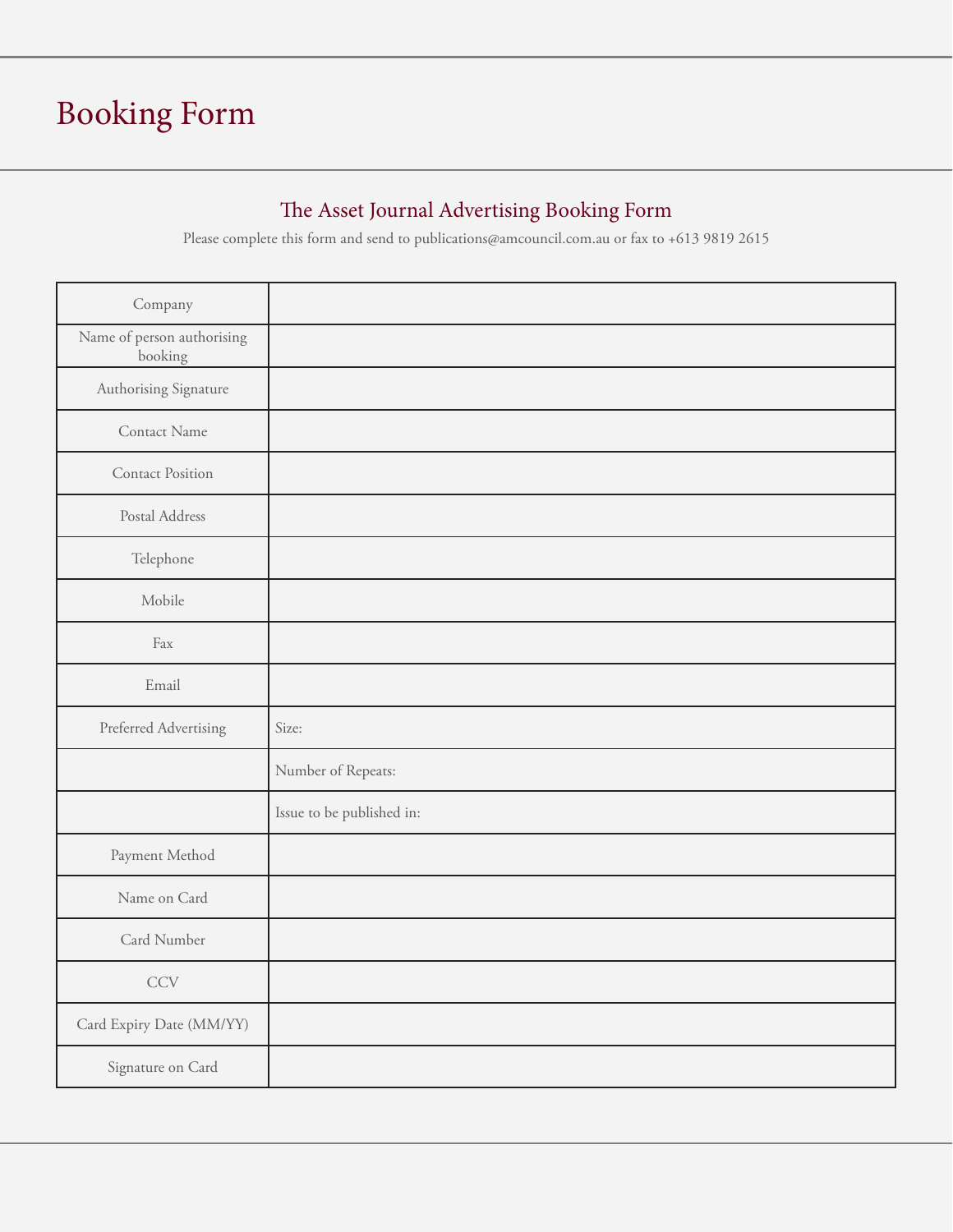# Booking Form

## The Asset Journal Advertising Booking Form

Please complete this form and send to publications@amcouncil.com.au or fax to +613 9819 2615

| | |
|---|---|
| Company | |
| Name of person authorising booking | |
| Authorising Signature | |
| Contact Name | |
| Contact Position | |
| Postal Address | |
| Telephone | |
| Mobile | |
| Fax | |
| Email | |
| Preferred Advertising | Size: |
| | Number of Repeats: |
| | Issue to be published in: |
| Payment Method | |
| Name on Card | |
| Card Number | |
| CCV | |
| Card Expiry Date (MM/YY) | |
| Signature on Card | |